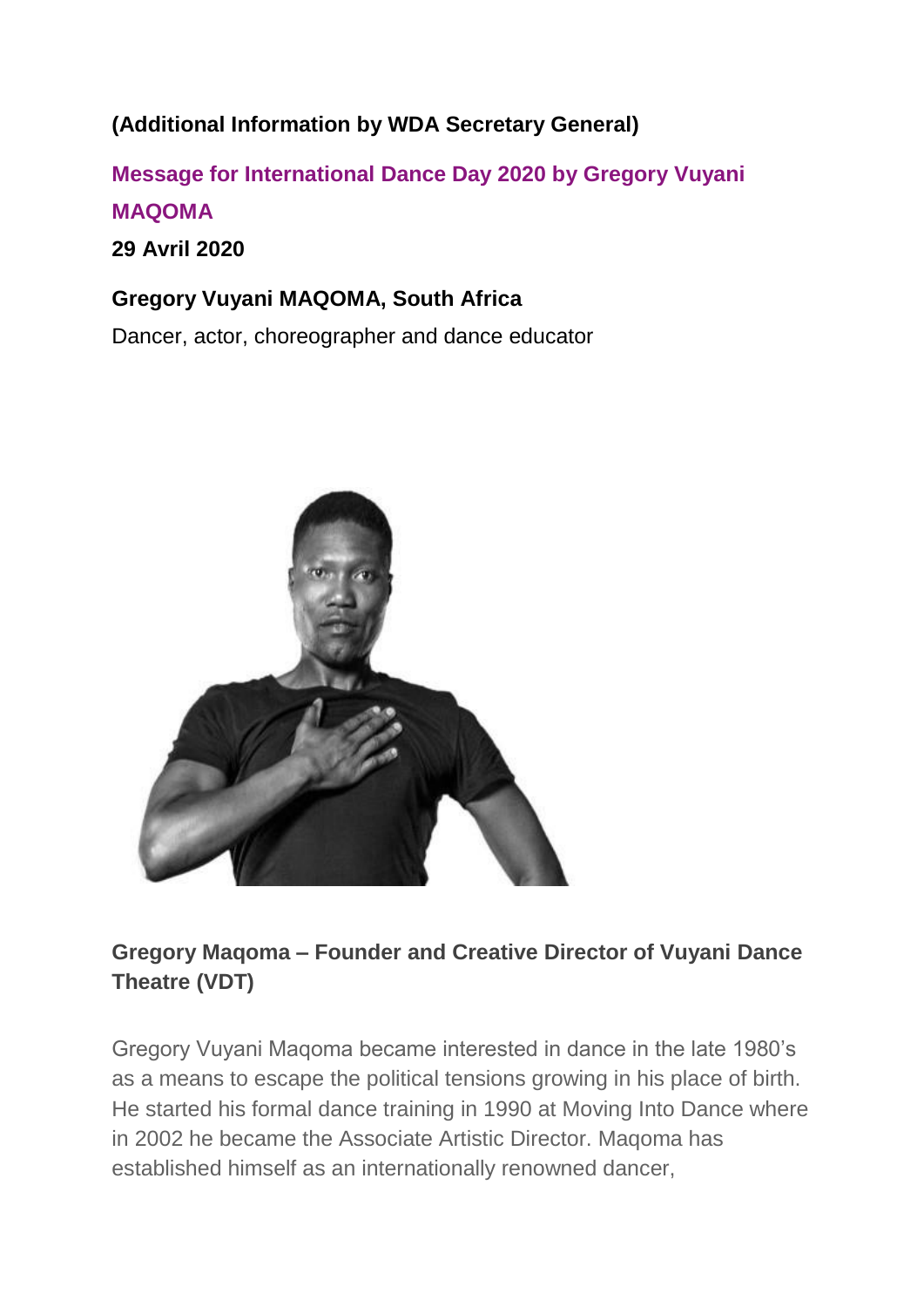**(Additional Information by WDA Secretary General)**

## Message for International Dance Day 2020 by Gregory Vuyani MAQOMA

**29 Avril 2020**

**Gregory Vuyani MAQOMA, South Africa**

Dancer, actor, choreographer and dance educator

### Gregory Maqoma – Founder and Creative Director of Vuyani Dance Theatre (VDT)

Gregory Vuyani Maqoma became interested in dance in the late 1980's as a means to escape the political tensions growing in his place of birth. He started his formal dance training in 1990 at Moving Into Dance where in 2002 he became the Associate Artistic Director. Maqoma has established himself as an internationally renowned dancer,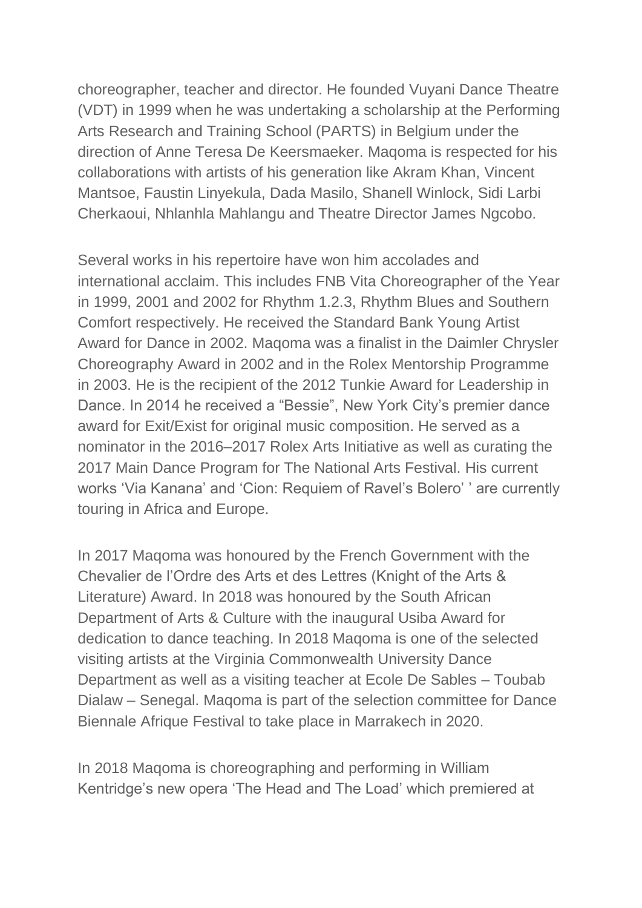choreographer, teacher and director. He founded Vuyani Dance Theatre (VDT) in 1999 when he was undertaking a scholarship at the Performing Arts Research and Training School (PARTS) in Belgium under the direction of Anne Teresa De Keersmaeker. Maqoma is respected for his collaborations with artists of his generation like Akram Khan, Vincent Mantsoe, Faustin Linyekula, Dada Masilo, Shanell Winlock, Sidi Larbi Cherkaoui, Nhlanhla Mahlangu and Theatre Director James Ngcobo.

Several works in his repertoire have won him accolades and international acclaim. This includes FNB Vita Choreographer of the Year in 1999, 2001 and 2002 for Rhythm 1.2.3, Rhythm Blues and Southern Comfort respectively. He received the Standard Bank Young Artist Award for Dance in 2002. Maqoma was a finalist in the Daimler Chrysler Choreography Award in 2002 and in the Rolex Mentorship Programme in 2003. He is the recipient of the 2012 Tunkie Award for Leadership in Dance. In 2014 he received a "Bessie", New York City's premier dance award for Exit/Exist for original music composition. He served as a nominator in the 2016–2017 Rolex Arts Initiative as well as curating the 2017 Main Dance Program for The National Arts Festival. His current works 'Via Kanana' and 'Cion: Requiem of Ravel's Bolero' ' are currently touring in Africa and Europe.

In 2017 Maqoma was honoured by the French Government with the Chevalier de l'Ordre des Arts et des Lettres (Knight of the Arts & Literature) Award. In 2018 was honoured by the South African Department of Arts & Culture with the inaugural Usiba Award for dedication to dance teaching. In 2018 Maqoma is one of the selected visiting artists at the Virginia Commonwealth University Dance Department as well as a visiting teacher at Ecole De Sables – Toubab Dialaw – Senegal. Maqoma is part of the selection committee for Dance Biennale Afrique Festival to take place in Marrakech in 2020.

In 2018 Maqoma is choreographing and performing in William Kentridge's new opera 'The Head and The Load' which premiered at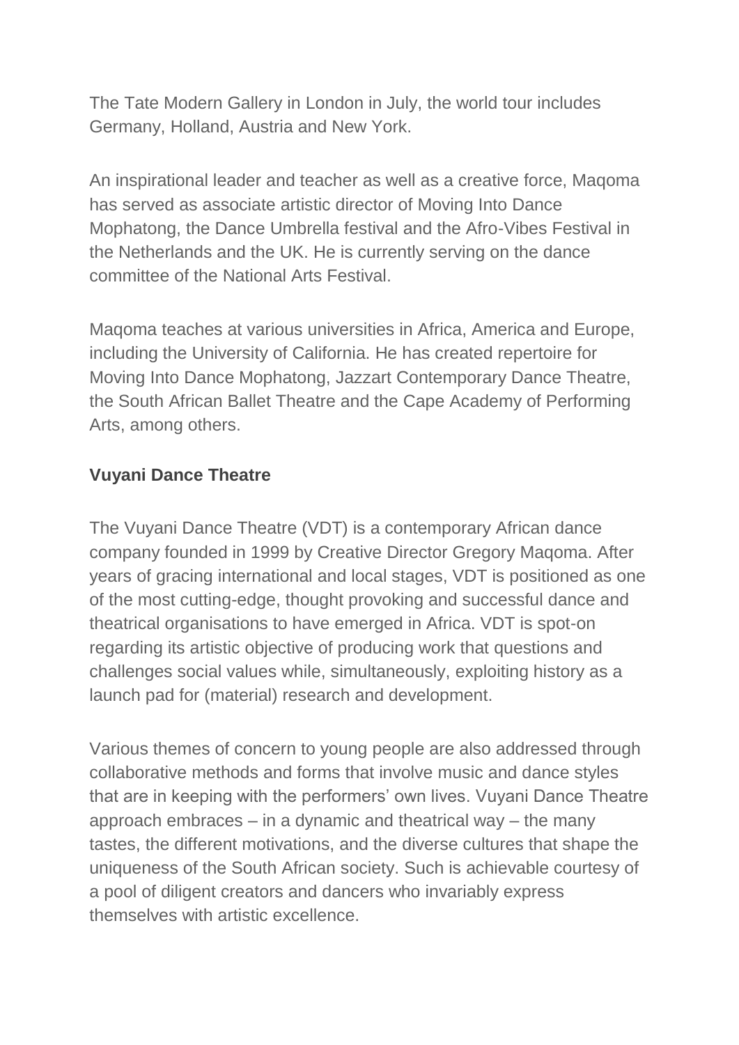The Tate Modern Gallery in London in July, the world tour includes Germany, Holland, Austria and New York.

An inspirational leader and teacher as well as a creative force, Maqoma has served as associate artistic director of Moving Into Dance Mophatong, the Dance Umbrella festival and the Afro-Vibes Festival in the Netherlands and the UK. He is currently serving on the dance committee of the National Arts Festival.

Maqoma teaches at various universities in Africa, America and Europe, including the University of California. He has created repertoire for Moving Into Dance Mophatong, Jazzart Contemporary Dance Theatre, the South African Ballet Theatre and the Cape Academy of Performing Arts, among others.

**Vuyani Dance Theatre**

The Vuyani Dance Theatre (VDT) is a contemporary African dance company founded in 1999 by Creative Director Gregory Maqoma. After years of gracing international and local stages, VDT is positioned as one of the most cutting-edge, thought provoking and successful dance and theatrical organisations to have emerged in Africa. VDT is spot-on regarding its artistic objective of producing work that questions and challenges social values while, simultaneously, exploiting history as a launch pad for (material) research and development.

Various themes of concern to young people are also addressed through collaborative methods and forms that involve music and dance styles that are in keeping with the performers' own lives. Vuyani Dance Theatre approach embraces – in a dynamic and theatrical way – the many tastes, the different motivations, and the diverse cultures that shape the uniqueness of the South African society. Such is achievable courtesy of a pool of diligent creators and dancers who invariably express themselves with artistic excellence.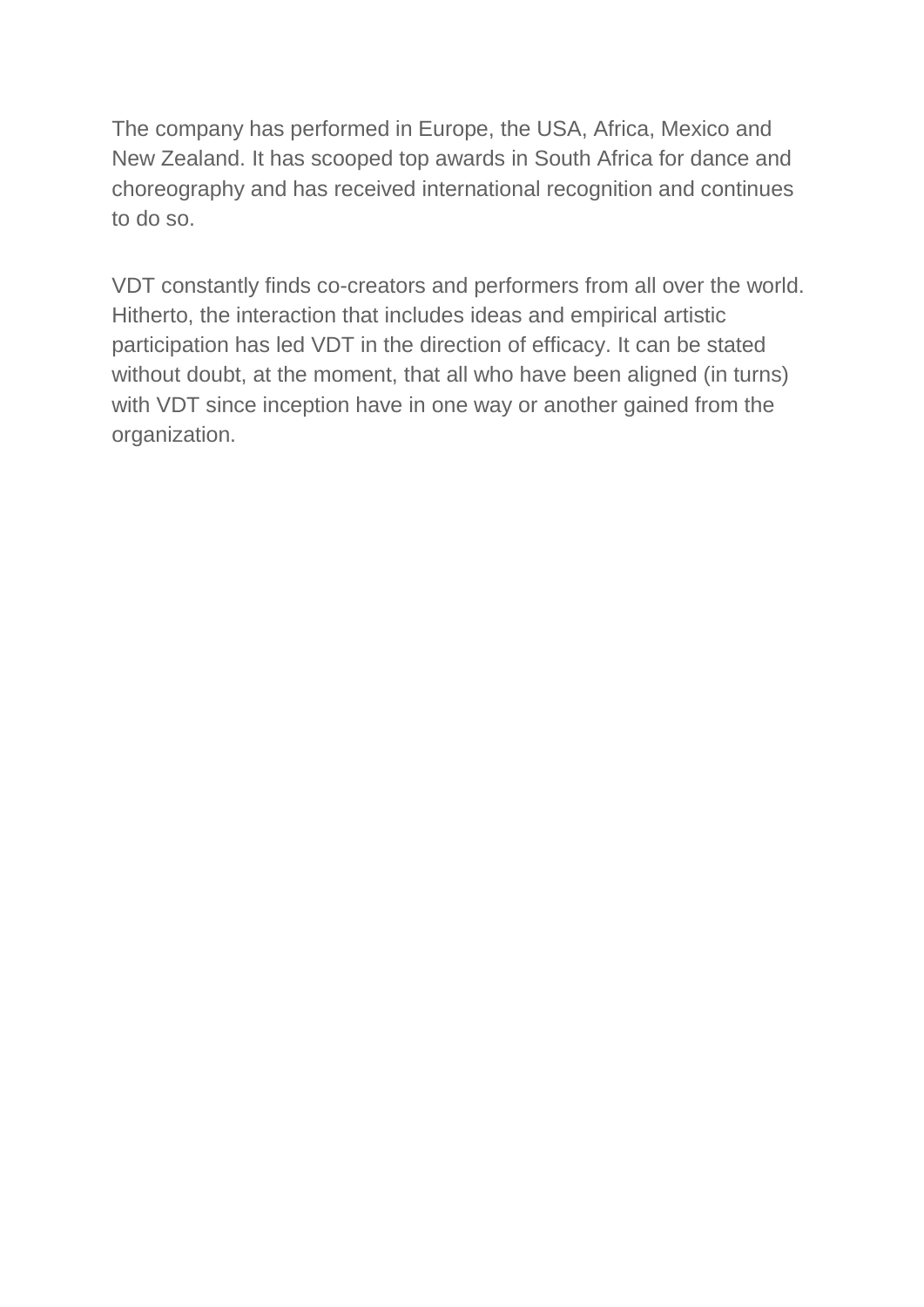The company has performed in Europe, the USA, Africa, Mexico and New Zealand. It has scooped top awards in South Africa for dance and choreography and has received international recognition and continues to do so.

VDT constantly finds co-creators and performers from all over the world. Hitherto, the interaction that includes ideas and empirical artistic participation has led VDT in the direction of efficacy. It can be stated without doubt, at the moment, that all who have been aligned (in turns) with VDT since inception have in one way or another gained from the organization.